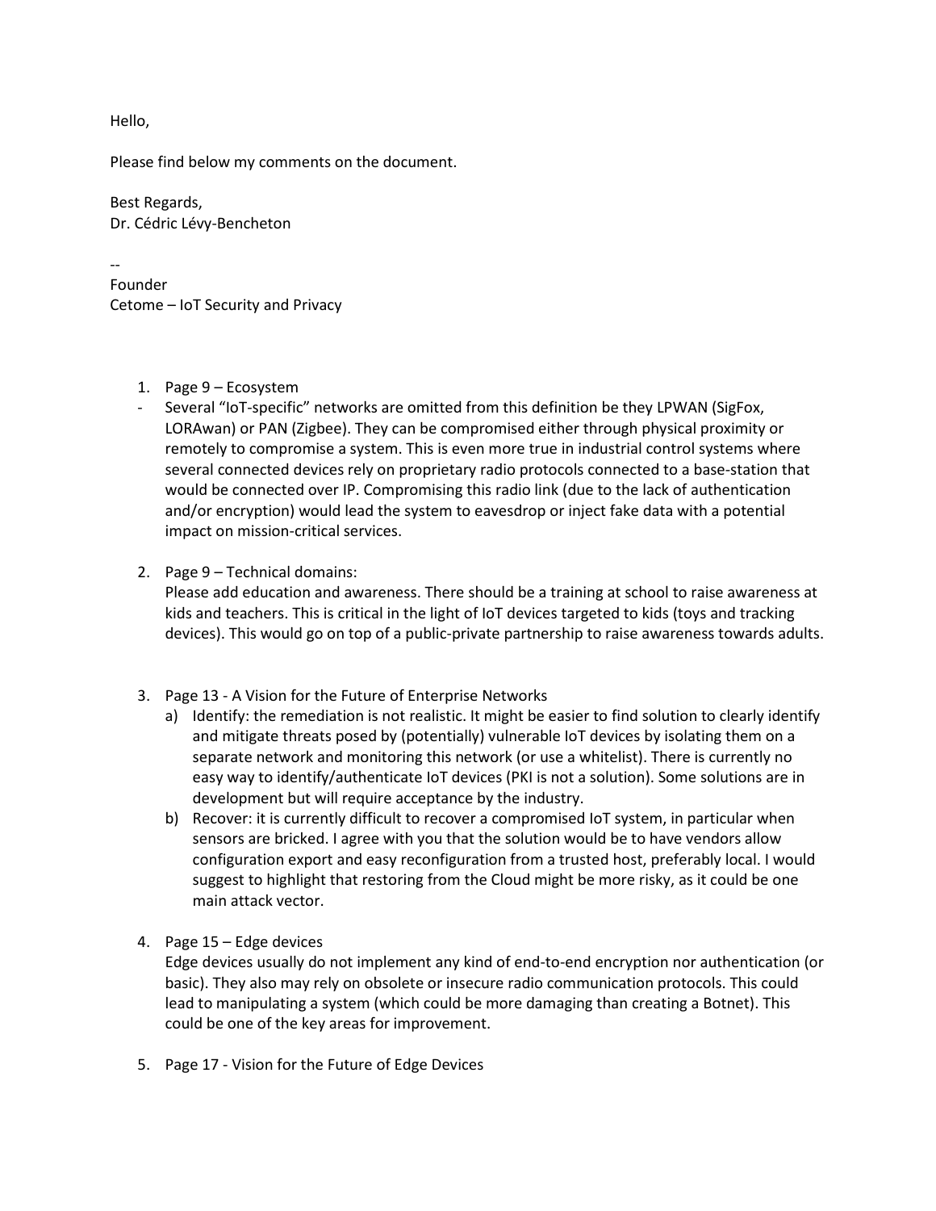Hello,

Please find below my comments on the document.

Best Regards,
Dr. Cédric Lévy-Bencheton

--
Founder
Cetome – IoT Security and Privacy

1. Page 9 – Ecosystem
   - Several "IoT-specific" networks are omitted from this definition be they LPWAN (SigFox, LORAwan) or PAN (Zigbee). They can be compromised either through physical proximity or remotely to compromise a system. This is even more true in industrial control systems where several connected devices rely on proprietary radio protocols connected to a base-station that would be connected over IP. Compromising this radio link (due to the lack of authentication and/or encryption) would lead the system to eavesdrop or inject fake data with a potential impact on mission-critical services.

2. Page 9 – Technical domains:
   Please add education and awareness. There should be a training at school to raise awareness at kids and teachers. This is critical in the light of IoT devices targeted to kids (toys and tracking devices). This would go on top of a public-private partnership to raise awareness towards adults.

3. Page 13 - A Vision for the Future of Enterprise Networks
   a) Identify: the remediation is not realistic. It might be easier to find solution to clearly identify and mitigate threats posed by (potentially) vulnerable IoT devices by isolating them on a separate network and monitoring this network (or use a whitelist). There is currently no easy way to identify/authenticate IoT devices (PKI is not a solution). Some solutions are in development but will require acceptance by the industry.
   b) Recover: it is currently difficult to recover a compromised IoT system, in particular when sensors are bricked. I agree with you that the solution would be to have vendors allow configuration export and easy reconfiguration from a trusted host, preferably local. I would suggest to highlight that restoring from the Cloud might be more risky, as it could be one main attack vector.

4. Page 15 – Edge devices
   Edge devices usually do not implement any kind of end-to-end encryption nor authentication (or basic). They also may rely on obsolete or insecure radio communication protocols. This could lead to manipulating a system (which could be more damaging than creating a Botnet). This could be one of the key areas for improvement.

5. Page 17 - Vision for the Future of Edge Devices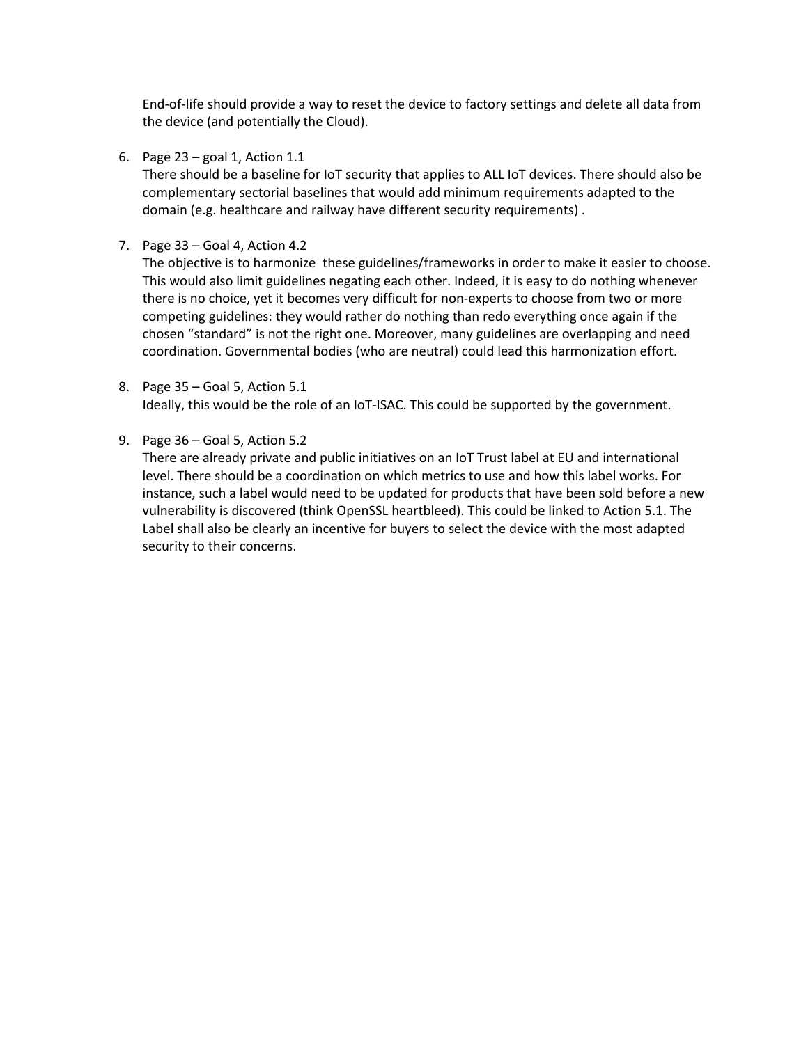End-of-life should provide a way to reset the device to factory settings and delete all data from the device (and potentially the Cloud).

6. Page 23 – goal 1, Action 1.1
   There should be a baseline for IoT security that applies to ALL IoT devices. There should also be complementary sectorial baselines that would add minimum requirements adapted to the domain (e.g. healthcare and railway have different security requirements) .

7. Page 33 – Goal 4, Action 4.2
   The objective is to harmonize these guidelines/frameworks in order to make it easier to choose. This would also limit guidelines negating each other. Indeed, it is easy to do nothing whenever there is no choice, yet it becomes very difficult for non-experts to choose from two or more competing guidelines: they would rather do nothing than redo everything once again if the chosen "standard" is not the right one. Moreover, many guidelines are overlapping and need coordination. Governmental bodies (who are neutral) could lead this harmonization effort.

8. Page 35 – Goal 5, Action 5.1
   Ideally, this would be the role of an IoT-ISAC. This could be supported by the government.

9. Page 36 – Goal 5, Action 5.2
   There are already private and public initiatives on an IoT Trust label at EU and international level. There should be a coordination on which metrics to use and how this label works. For instance, such a label would need to be updated for products that have been sold before a new vulnerability is discovered (think OpenSSL heartbleed). This could be linked to Action 5.1. The Label shall also be clearly an incentive for buyers to select the device with the most adapted security to their concerns.